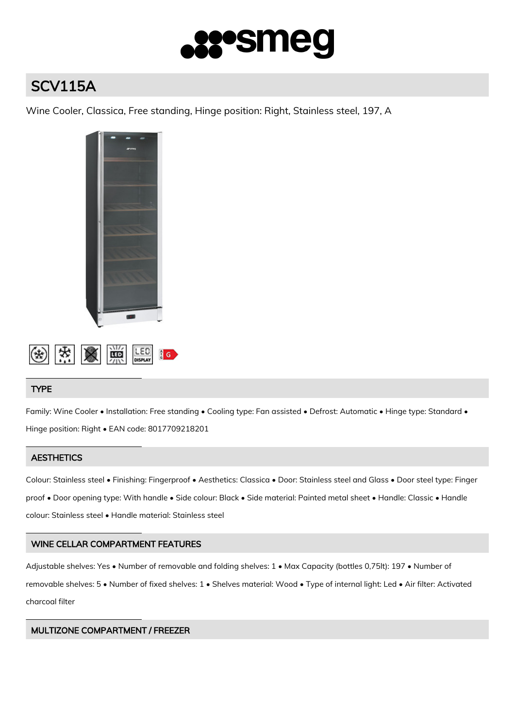# SCV115A

Wine Cooler, Classica, Free standing, Hinge position: Right, Stainless steel, 197, A

## TYPE

Family: Wine Cooler • Installation: Free standing • Cooling type: Fan assisted • Defrost: Automatic • Hinge type: Standard • Hinge position: Right • EAN code: 8017709218201

## AESTHETICS

Colour: Stainless steel • Finishing: Fingerproof • Aesthetics: Classica • Door: Stainless steel and Glass • Door steel type: Finger proof • Door opening type: With handle • Side colour: Black • Side material: Painted metal sheet • Handle: Classic • Handle colour: Stainless steel • Handle material: Stainless steel

## WINE CELLAR COMPARTMENT FEATURES

Adjustable shelves: Yes • Number of removable and folding shelves: 1 • Max Capacity (bottles 0,75lt): 197 • Number of removable shelves: 5 • Number of fixed shelves: 1 • Shelves material: Wood • Type of internal light: Led • Air filter: Activated charcoal filter

## MULTIZONE COMPARTMENT / FREEZER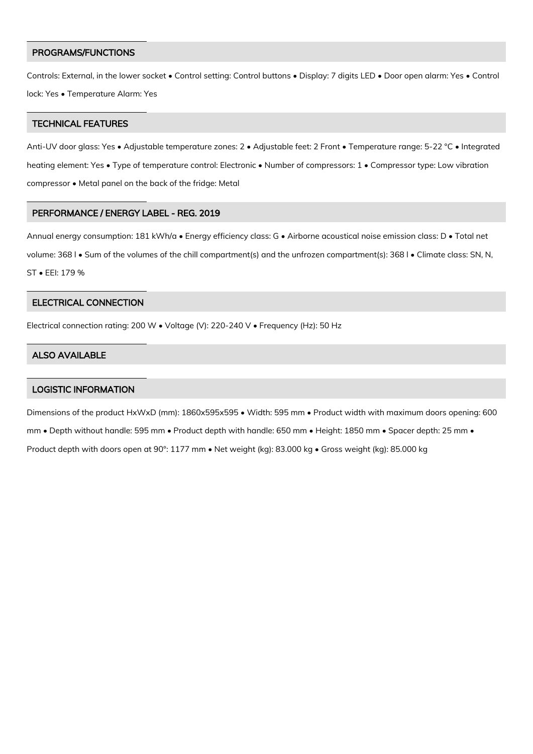## PROGRAMS/FUNCTIONS

Controls: External, in the lower socket • Control setting: Control buttons • Display: 7 digits LED • Door open alarm: Yes • Control lock: Yes • Temperature Alarm: Yes

## TECHNICAL FEATURES

Anti-UV door glass: Yes • Adjustable temperature zones: 2 • Adjustable feet: 2 Front • Temperature range: 5-22 °C • Integrated heating element: Yes • Type of temperature control: Electronic • Number of compressors: 1 • Compressor type: Low vibration compressor • Metal panel on the back of the fridge: Metal

## PERFORMANCE / ENERGY LABEL - REG. 2019

Annual energy consumption: 181 kWh/a • Energy efficiency class: G • Airborne acoustical noise emission class: D • Total net volume: 368 l • Sum of the volumes of the chill compartment(s) and the unfrozen compartment(s): 368 l • Climate class: SN, N, ST • EEI: 179 %

## ELECTRICAL CONNECTION

Electrical connection rating: 200 W • Voltage (V): 220-240 V • Frequency (Hz): 50 Hz

## ALSO AVAILABLE

## LOGISTIC INFORMATION

Dimensions of the product HxWxD (mm): 1860x595x595 • Width: 595 mm • Product width with maximum doors opening: 600 mm • Depth without handle: 595 mm • Product depth with handle: 650 mm • Height: 1850 mm • Spacer depth: 25 mm • Product depth with doors open at 90°: 1177 mm • Net weight (kg): 83.000 kg • Gross weight (kg): 85.000 kg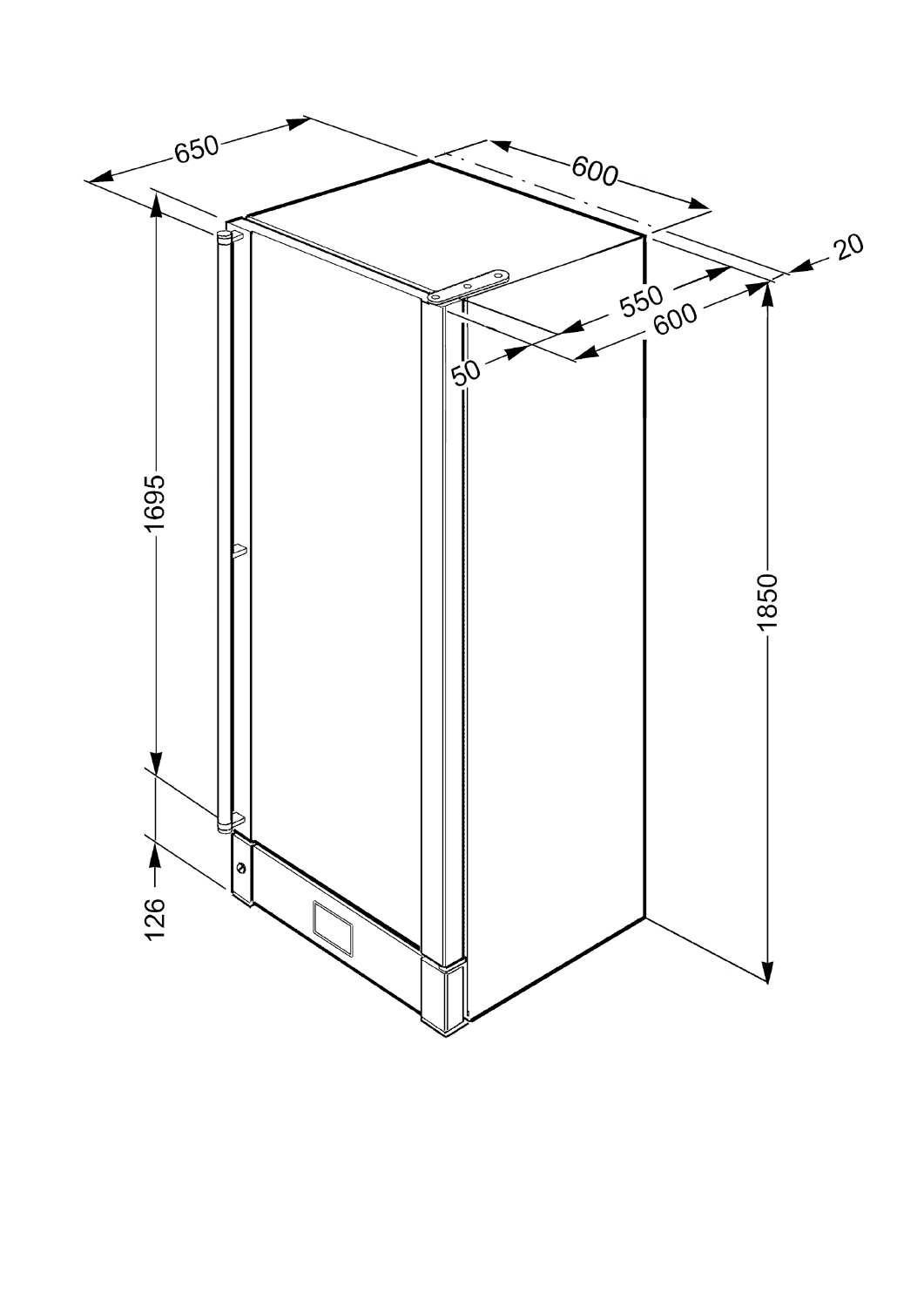650

600

20

550

600

50

1695

1850

126